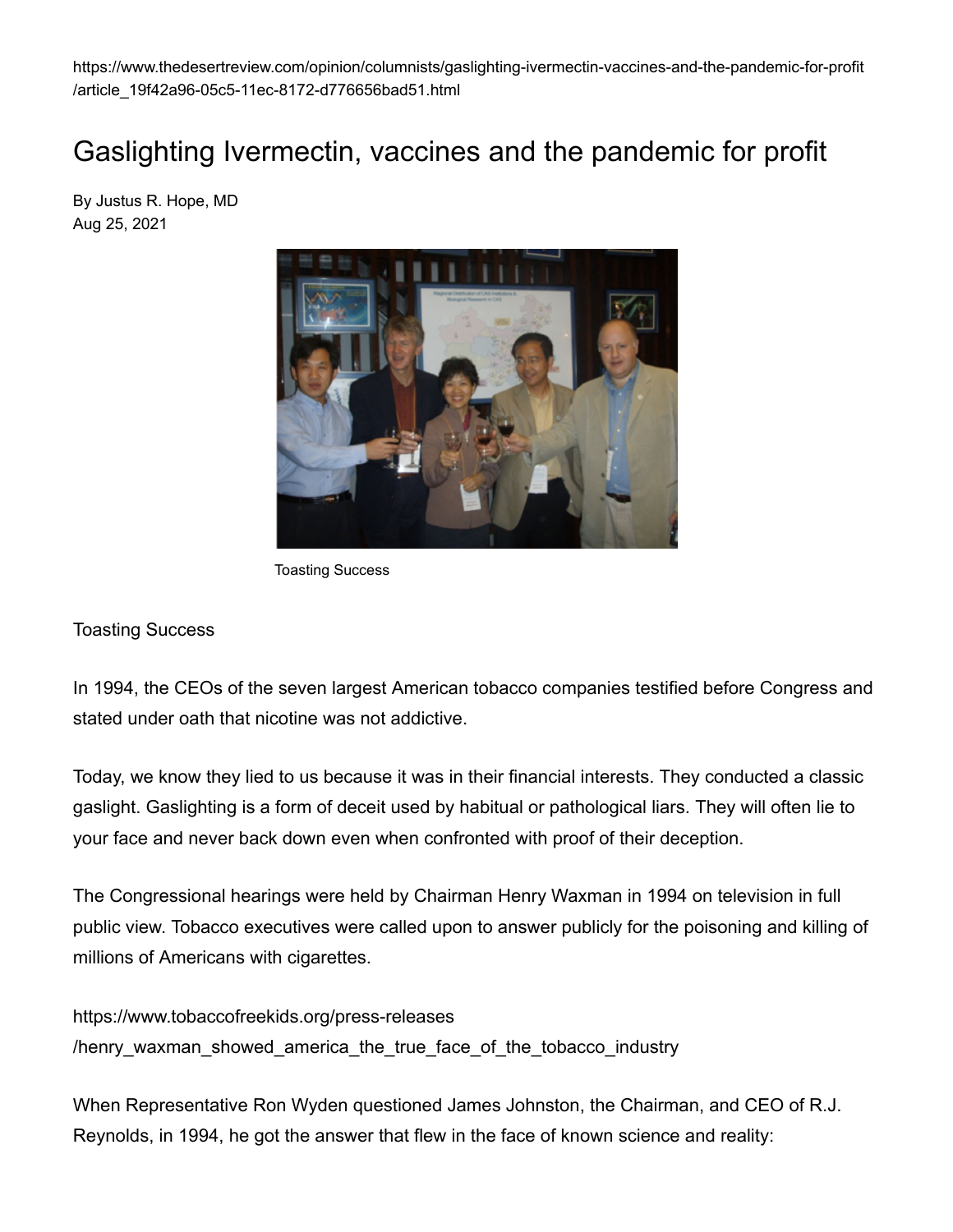https://www.thedesertreview.com/opinion/columnists/gaslighting-ivermectin-vaccines-and-the-pandemic-for-profit/article_19f42a96-05c5-11ec-8172-d776656bad51.html

# Gaslighting Ivermectin, vaccines and the pandemic for profit

By Justus R. Hope, MD
Aug 25, 2021

Toasting Success

Toasting Success

In 1994, the CEOs of the seven largest American tobacco companies testified before Congress and stated under oath that nicotine was not addictive.

Today, we know they lied to us because it was in their financial interests. They conducted a classic gaslight. Gaslighting is a form of deceit used by habitual or pathological liars. They will often lie to your face and never back down even when confronted with proof of their deception.

The Congressional hearings were held by Chairman Henry Waxman in 1994 on television in full public view. Tobacco executives were called upon to answer publicly for the poisoning and killing of millions of Americans with cigarettes.

https://www.tobaccofreekids.org/press-releases/henry_waxman_showed_america_the_true_face_of_the_tobacco_industry

When Representative Ron Wyden questioned James Johnston, the Chairman, and CEO of R.J. Reynolds, in 1994, he got the answer that flew in the face of known science and reality: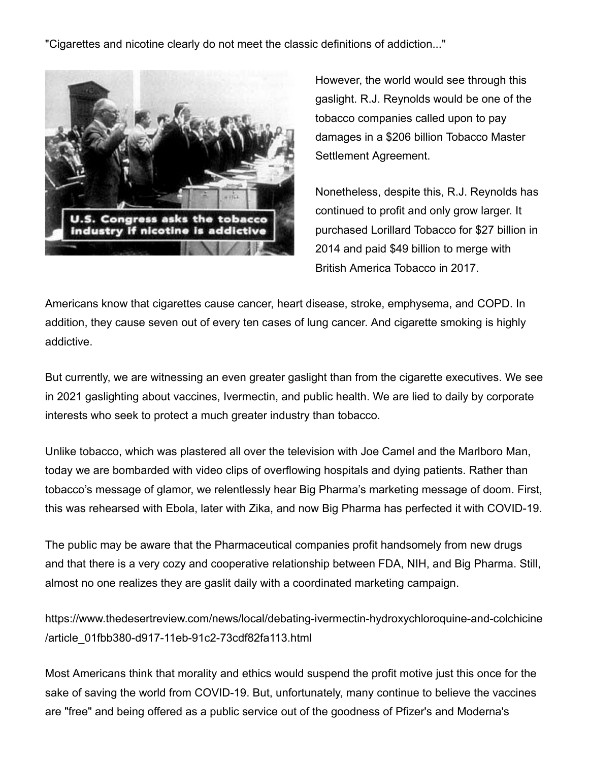"Cigarettes and nicotine clearly do not meet the classic definitions of addiction..."

U.S. Congress asks the tobacco industry if nicotine is addictive

However, the world would see through this gaslight. R.J. Reynolds would be one of the tobacco companies called upon to pay damages in a $206 billion Tobacco Master Settlement Agreement.

Nonetheless, despite this, R.J. Reynolds has continued to profit and only grow larger. It purchased Lorillard Tobacco for $27 billion in 2014 and paid $49 billion to merge with British America Tobacco in 2017.

Americans know that cigarettes cause cancer, heart disease, stroke, emphysema, and COPD. In addition, they cause seven out of every ten cases of lung cancer. And cigarette smoking is highly addictive.

But currently, we are witnessing an even greater gaslight than from the cigarette executives. We see in 2021 gaslighting about vaccines, Ivermectin, and public health. We are lied to daily by corporate interests who seek to protect a much greater industry than tobacco.

Unlike tobacco, which was plastered all over the television with Joe Camel and the Marlboro Man, today we are bombarded with video clips of overflowing hospitals and dying patients. Rather than tobacco's message of glamor, we relentlessly hear Big Pharma's marketing message of doom. First, this was rehearsed with Ebola, later with Zika, and now Big Pharma has perfected it with COVID-19.

The public may be aware that the Pharmaceutical companies profit handsomely from new drugs and that there is a very cozy and cooperative relationship between FDA, NIH, and Big Pharma. Still, almost no one realizes they are gaslit daily with a coordinated marketing campaign.

https://www.thedesertreview.com/news/local/debating-ivermectin-hydroxychloroquine-and-colchicine/article_01fbb380-d917-11eb-91c2-73cdf82fa113.html

Most Americans think that morality and ethics would suspend the profit motive just this once for the sake of saving the world from COVID-19. But, unfortunately, many continue to believe the vaccines are "free" and being offered as a public service out of the goodness of Pfizer's and Moderna's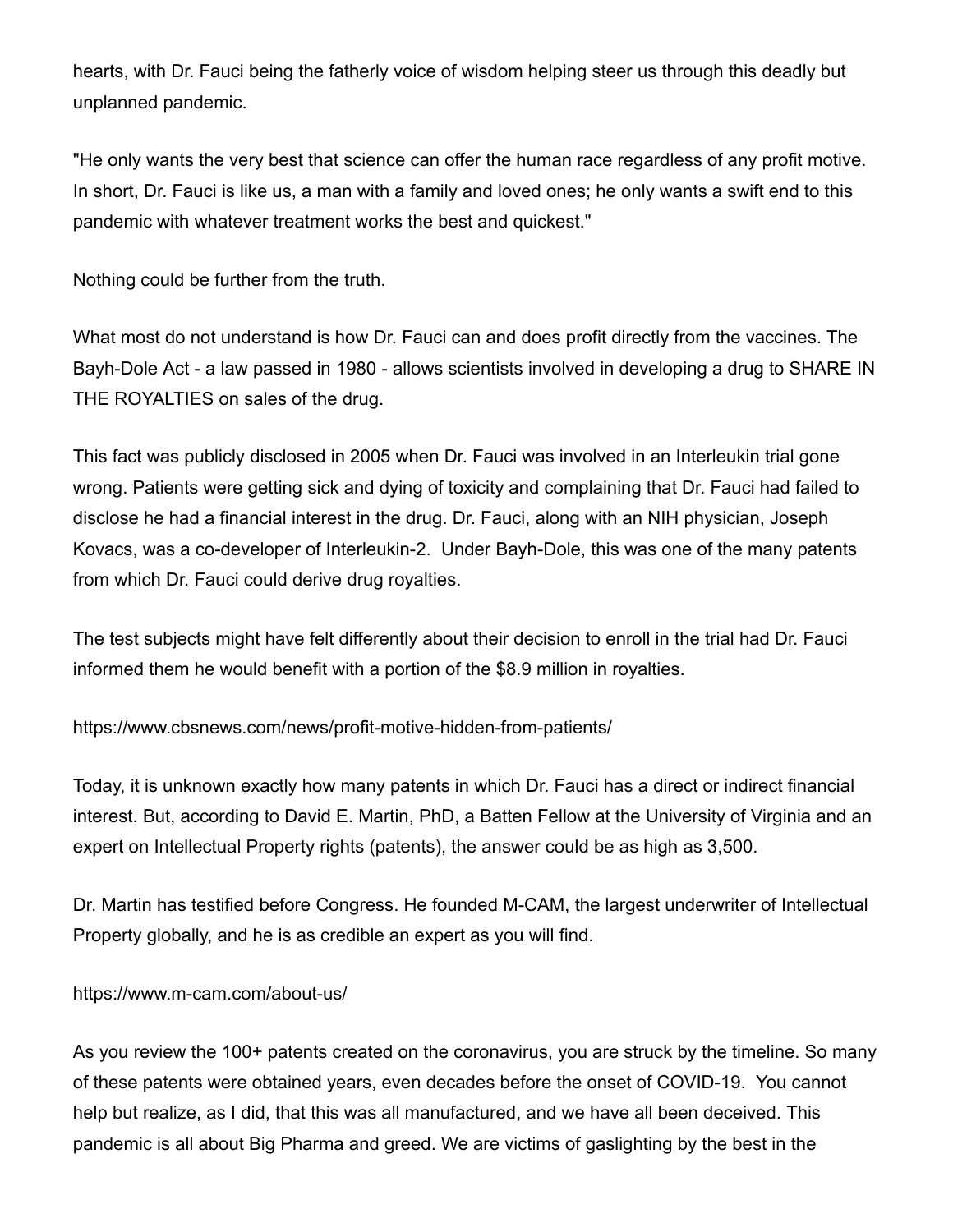hearts, with Dr. Fauci being the fatherly voice of wisdom helping steer us through this deadly but unplanned pandemic.

"He only wants the very best that science can offer the human race regardless of any profit motive. In short, Dr. Fauci is like us, a man with a family and loved ones; he only wants a swift end to this pandemic with whatever treatment works the best and quickest."

Nothing could be further from the truth.

What most do not understand is how Dr. Fauci can and does profit directly from the vaccines. The Bayh-Dole Act - a law passed in 1980 - allows scientists involved in developing a drug to SHARE IN THE ROYALTIES on sales of the drug.

This fact was publicly disclosed in 2005 when Dr. Fauci was involved in an Interleukin trial gone wrong. Patients were getting sick and dying of toxicity and complaining that Dr. Fauci had failed to disclose he had a financial interest in the drug. Dr. Fauci, along with an NIH physician, Joseph Kovacs, was a co-developer of Interleukin-2. Under Bayh-Dole, this was one of the many patents from which Dr. Fauci could derive drug royalties.

The test subjects might have felt differently about their decision to enroll in the trial had Dr. Fauci informed them he would benefit with a portion of the $8.9 million in royalties.

https://www.cbsnews.com/news/profit-motive-hidden-from-patients/

Today, it is unknown exactly how many patents in which Dr. Fauci has a direct or indirect financial interest. But, according to David E. Martin, PhD, a Batten Fellow at the University of Virginia and an expert on Intellectual Property rights (patents), the answer could be as high as 3,500.

Dr. Martin has testified before Congress. He founded M-CAM, the largest underwriter of Intellectual Property globally, and he is as credible an expert as you will find.

https://www.m-cam.com/about-us/

As you review the 100+ patents created on the coronavirus, you are struck by the timeline. So many of these patents were obtained years, even decades before the onset of COVID-19. You cannot help but realize, as I did, that this was all manufactured, and we have all been deceived. This pandemic is all about Big Pharma and greed. We are victims of gaslighting by the best in the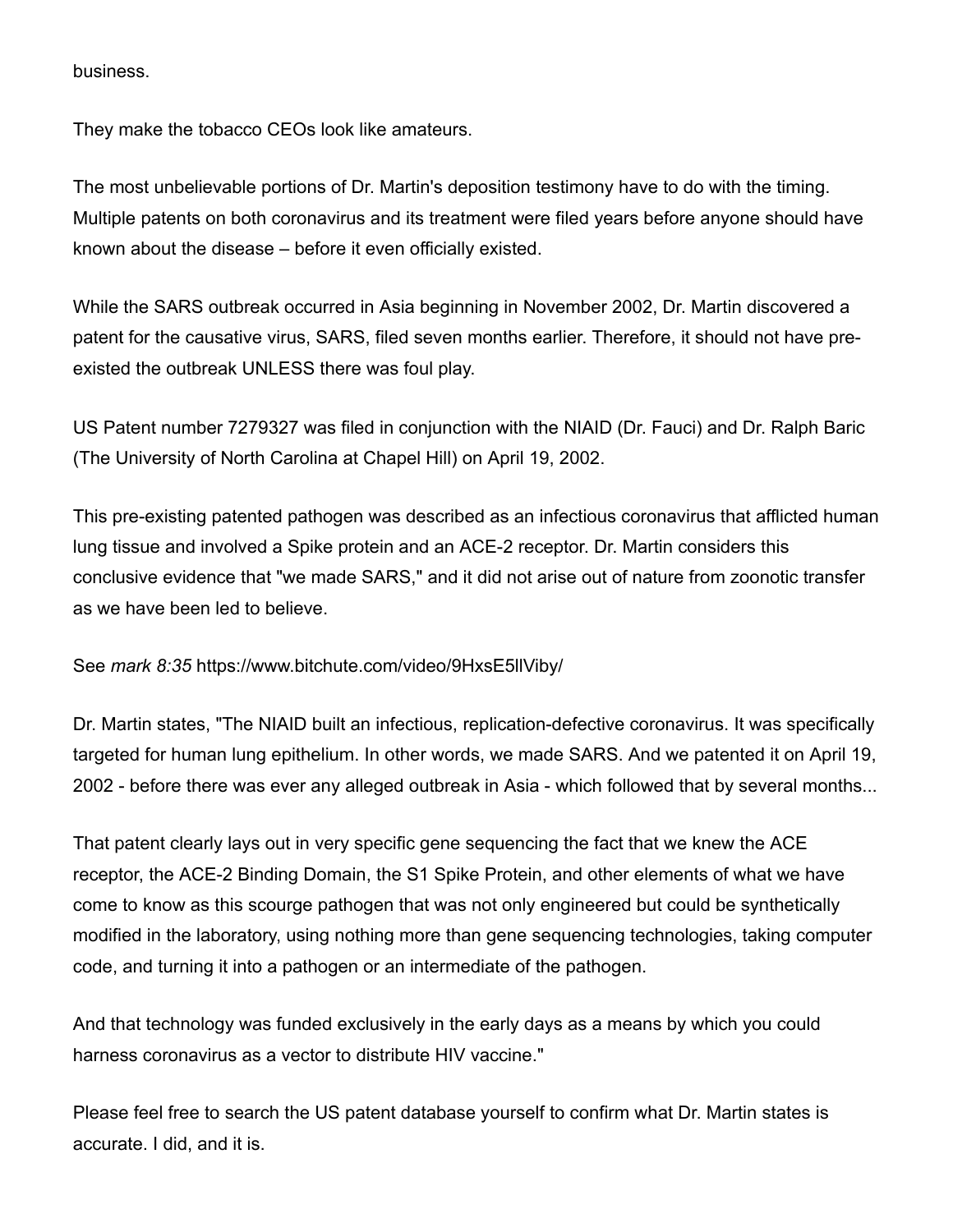business.

They make the tobacco CEOs look like amateurs.

The most unbelievable portions of Dr. Martin's deposition testimony have to do with the timing. Multiple patents on both coronavirus and its treatment were filed years before anyone should have known about the disease – before it even officially existed.

While the SARS outbreak occurred in Asia beginning in November 2002, Dr. Martin discovered a patent for the causative virus, SARS, filed seven months earlier. Therefore, it should not have pre-existed the outbreak UNLESS there was foul play.

US Patent number 7279327 was filed in conjunction with the NIAID (Dr. Fauci) and Dr. Ralph Baric (The University of North Carolina at Chapel Hill) on April 19, 2002.

This pre-existing patented pathogen was described as an infectious coronavirus that afflicted human lung tissue and involved a Spike protein and an ACE-2 receptor. Dr. Martin considers this conclusive evidence that "we made SARS," and it did not arise out of nature from zoonotic transfer as we have been led to believe.

See *mark 8:35* https://www.bitchute.com/video/9HxsE5llViby/

Dr. Martin states, "The NIAID built an infectious, replication-defective coronavirus. It was specifically targeted for human lung epithelium. In other words, we made SARS. And we patented it on April 19, 2002 - before there was ever any alleged outbreak in Asia - which followed that by several months...

That patent clearly lays out in very specific gene sequencing the fact that we knew the ACE receptor, the ACE-2 Binding Domain, the S1 Spike Protein, and other elements of what we have come to know as this scourge pathogen that was not only engineered but could be synthetically modified in the laboratory, using nothing more than gene sequencing technologies, taking computer code, and turning it into a pathogen or an intermediate of the pathogen.

And that technology was funded exclusively in the early days as a means by which you could harness coronavirus as a vector to distribute HIV vaccine."

Please feel free to search the US patent database yourself to confirm what Dr. Martin states is accurate. I did, and it is.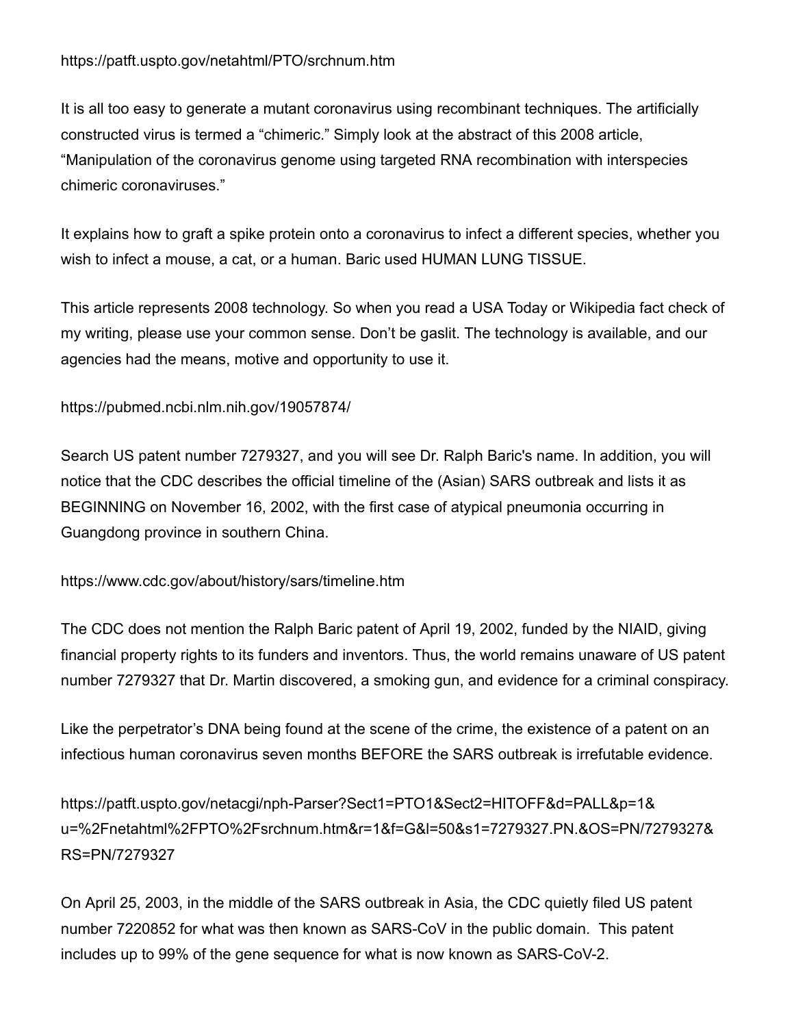https://patft.uspto.gov/netahtml/PTO/srchnum.htm

It is all too easy to generate a mutant coronavirus using recombinant techniques. The artificially constructed virus is termed a “chimeric.” Simply look at the abstract of this 2008 article, “Manipulation of the coronavirus genome using targeted RNA recombination with interspecies chimeric coronaviruses.”

It explains how to graft a spike protein onto a coronavirus to infect a different species, whether you wish to infect a mouse, a cat, or a human. Baric used HUMAN LUNG TISSUE.

This article represents 2008 technology. So when you read a USA Today or Wikipedia fact check of my writing, please use your common sense. Don’t be gaslit. The technology is available, and our agencies had the means, motive and opportunity to use it.

https://pubmed.ncbi.nlm.nih.gov/19057874/

Search US patent number 7279327, and you will see Dr. Ralph Baric's name. In addition, you will notice that the CDC describes the official timeline of the (Asian) SARS outbreak and lists it as BEGINNING on November 16, 2002, with the first case of atypical pneumonia occurring in Guangdong province in southern China.

https://www.cdc.gov/about/history/sars/timeline.htm

The CDC does not mention the Ralph Baric patent of April 19, 2002, funded by the NIAID, giving financial property rights to its funders and inventors. Thus, the world remains unaware of US patent number 7279327 that Dr. Martin discovered, a smoking gun, and evidence for a criminal conspiracy.

Like the perpetrator’s DNA being found at the scene of the crime, the existence of a patent on an infectious human coronavirus seven months BEFORE the SARS outbreak is irrefutable evidence.

https://patft.uspto.gov/netacgi/nph-Parser?Sect1=PTO1&Sect2=HITOFF&d=PALL&p=1&u=%2Fnetahtml%2FPTO%2Fsrchnum.htm&r=1&f=G&l=50&s1=7279327.PN.&OS=PN/7279327&RS=PN/7279327

On April 25, 2003, in the middle of the SARS outbreak in Asia, the CDC quietly filed US patent number 7220852 for what was then known as SARS-CoV in the public domain. This patent includes up to 99% of the gene sequence for what is now known as SARS-CoV-2.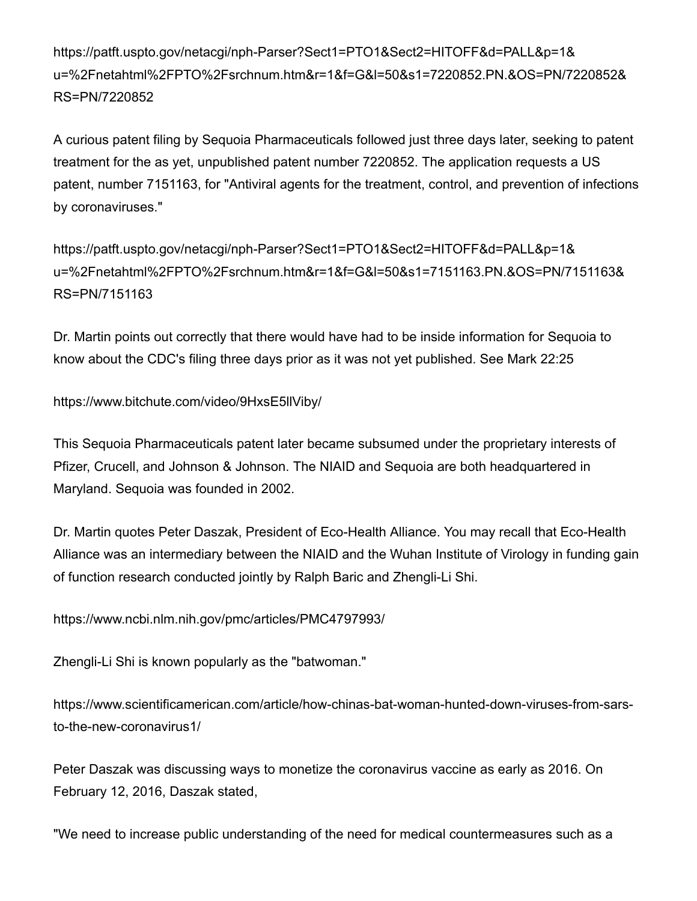https://patft.uspto.gov/netacgi/nph-Parser?Sect1=PTO1&Sect2=HITOFF&d=PALL&p=1&u=%2Fnetahtml%2FPTO%2Fsrchnum.htm&r=1&f=G&l=50&s1=7220852.PN.&OS=PN/7220852&RS=PN/7220852

A curious patent filing by Sequoia Pharmaceuticals followed just three days later, seeking to patent treatment for the as yet, unpublished patent number 7220852. The application requests a US patent, number 7151163, for "Antiviral agents for the treatment, control, and prevention of infections by coronaviruses."

https://patft.uspto.gov/netacgi/nph-Parser?Sect1=PTO1&Sect2=HITOFF&d=PALL&p=1&u=%2Fnetahtml%2FPTO%2Fsrchnum.htm&r=1&f=G&l=50&s1=7151163.PN.&OS=PN/7151163&RS=PN/7151163

Dr. Martin points out correctly that there would have had to be inside information for Sequoia to know about the CDC's filing three days prior as it was not yet published. See Mark 22:25

https://www.bitchute.com/video/9HxsE5llViby/

This Sequoia Pharmaceuticals patent later became subsumed under the proprietary interests of Pfizer, Crucell, and Johnson & Johnson. The NIAID and Sequoia are both headquartered in Maryland. Sequoia was founded in 2002.

Dr. Martin quotes Peter Daszak, President of Eco-Health Alliance. You may recall that Eco-Health Alliance was an intermediary between the NIAID and the Wuhan Institute of Virology in funding gain of function research conducted jointly by Ralph Baric and Zhengli-Li Shi.

https://www.ncbi.nlm.nih.gov/pmc/articles/PMC4797993/

Zhengli-Li Shi is known popularly as the "batwoman."

https://www.scientificamerican.com/article/how-chinas-bat-woman-hunted-down-viruses-from-sars-to-the-new-coronavirus1/

Peter Daszak was discussing ways to monetize the coronavirus vaccine as early as 2016. On February 12, 2016, Daszak stated,

"We need to increase public understanding of the need for medical countermeasures such as a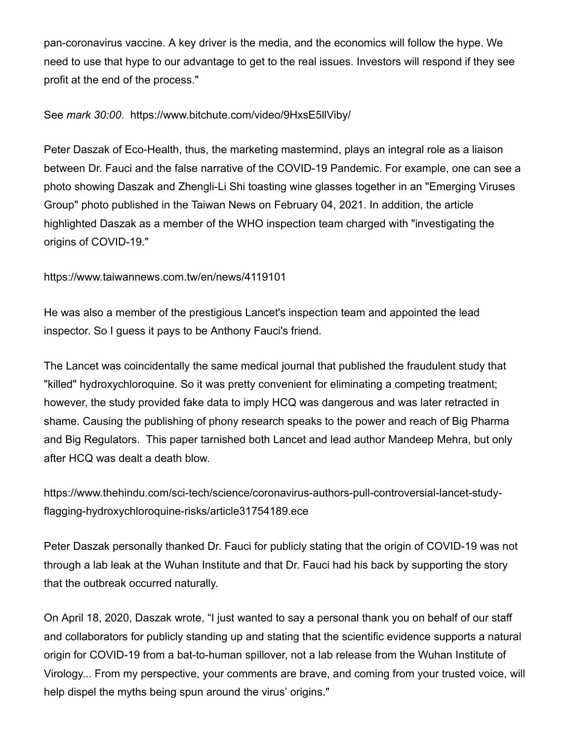pan-coronavirus vaccine. A key driver is the media, and the economics will follow the hype. We need to use that hype to our advantage to get to the real issues. Investors will respond if they see profit at the end of the process."

See *mark 30:00*. https://www.bitchute.com/video/9HxsE5llViby/

Peter Daszak of Eco-Health, thus, the marketing mastermind, plays an integral role as a liaison between Dr. Fauci and the false narrative of the COVID-19 Pandemic. For example, one can see a photo showing Daszak and Zhengli-Li Shi toasting wine glasses together in an "Emerging Viruses Group" photo published in the Taiwan News on February 04, 2021. In addition, the article highlighted Daszak as a member of the WHO inspection team charged with "investigating the origins of COVID-19."

https://www.taiwannews.com.tw/en/news/4119101

He was also a member of the prestigious Lancet's inspection team and appointed the lead inspector. So I guess it pays to be Anthony Fauci's friend.

The Lancet was coincidentally the same medical journal that published the fraudulent study that "killed" hydroxychloroquine. So it was pretty convenient for eliminating a competing treatment; however, the study provided fake data to imply HCQ was dangerous and was later retracted in shame. Causing the publishing of phony research speaks to the power and reach of Big Pharma and Big Regulators. This paper tarnished both Lancet and lead author Mandeep Mehra, but only after HCQ was dealt a death blow.

https://www.thehindu.com/sci-tech/science/coronavirus-authors-pull-controversial-lancet-study-flagging-hydroxychloroquine-risks/article31754189.ece

Peter Daszak personally thanked Dr. Fauci for publicly stating that the origin of COVID-19 was not through a lab leak at the Wuhan Institute and that Dr. Fauci had his back by supporting the story that the outbreak occurred naturally.

On April 18, 2020, Daszak wrote, "I just wanted to say a personal thank you on behalf of our staff and collaborators for publicly standing up and stating that the scientific evidence supports a natural origin for COVID-19 from a bat-to-human spillover, not a lab release from the Wuhan Institute of Virology... From my perspective, your comments are brave, and coming from your trusted voice, will help dispel the myths being spun around the virus' origins."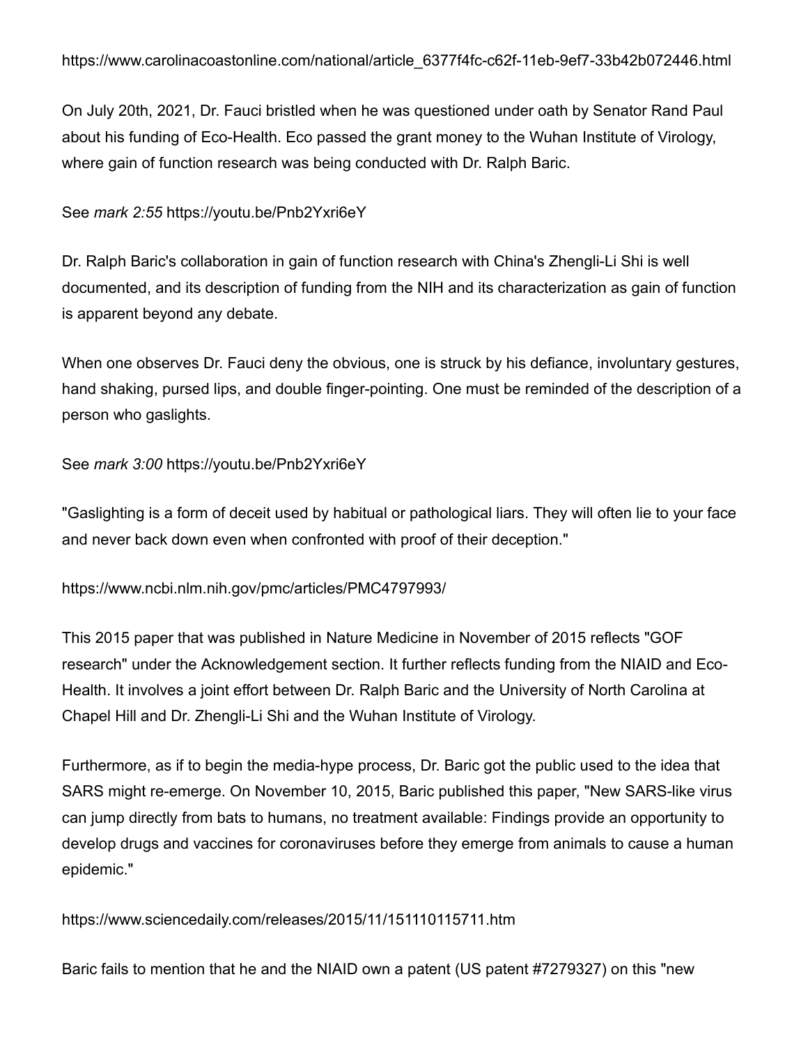https://www.carolinacoastonline.com/national/article_6377f4fc-c62f-11eb-9ef7-33b42b072446.html

On July 20th, 2021, Dr. Fauci bristled when he was questioned under oath by Senator Rand Paul about his funding of Eco-Health. Eco passed the grant money to the Wuhan Institute of Virology, where gain of function research was being conducted with Dr. Ralph Baric.

See *mark 2:55* https://youtu.be/Pnb2Yxri6eY

Dr. Ralph Baric's collaboration in gain of function research with China's Zhengli-Li Shi is well documented, and its description of funding from the NIH and its characterization as gain of function is apparent beyond any debate.

When one observes Dr. Fauci deny the obvious, one is struck by his defiance, involuntary gestures, hand shaking, pursed lips, and double finger-pointing. One must be reminded of the description of a person who gaslights.

See *mark 3:00* https://youtu.be/Pnb2Yxri6eY

"Gaslighting is a form of deceit used by habitual or pathological liars. They will often lie to your face and never back down even when confronted with proof of their deception."

https://www.ncbi.nlm.nih.gov/pmc/articles/PMC4797993/

This 2015 paper that was published in Nature Medicine in November of 2015 reflects "GOF research" under the Acknowledgement section. It further reflects funding from the NIAID and Eco-Health. It involves a joint effort between Dr. Ralph Baric and the University of North Carolina at Chapel Hill and Dr. Zhengli-Li Shi and the Wuhan Institute of Virology.

Furthermore, as if to begin the media-hype process, Dr. Baric got the public used to the idea that SARS might re-emerge. On November 10, 2015, Baric published this paper, "New SARS-like virus can jump directly from bats to humans, no treatment available: Findings provide an opportunity to develop drugs and vaccines for coronaviruses before they emerge from animals to cause a human epidemic."

https://www.sciencedaily.com/releases/2015/11/151110115711.htm

Baric fails to mention that he and the NIAID own a patent (US patent #7279327) on this "new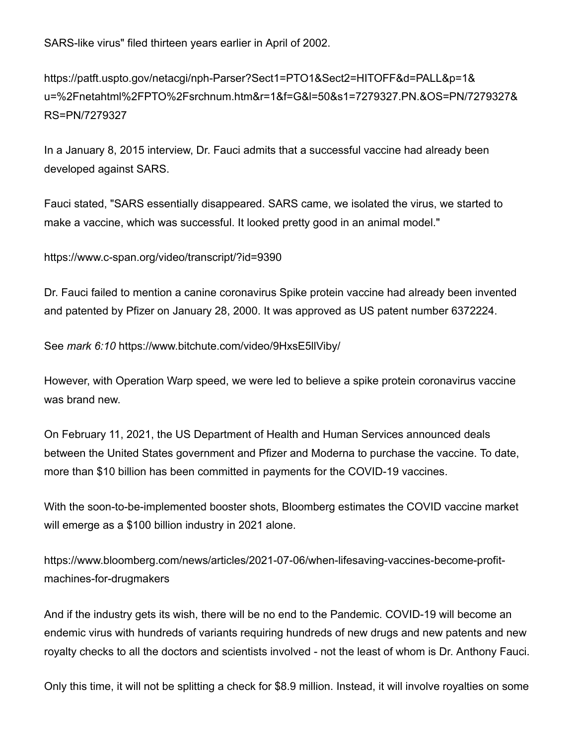SARS-like virus" filed thirteen years earlier in April of 2002.

https://patft.uspto.gov/netacgi/nph-Parser?Sect1=PTO1&Sect2=HITOFF&d=PALL&p=1&u=%2Fnetahtml%2FPTO%2Fsrchnum.htm&r=1&f=G&l=50&s1=7279327.PN.&OS=PN/7279327&RS=PN/7279327

In a January 8, 2015 interview, Dr. Fauci admits that a successful vaccine had already been developed against SARS.

Fauci stated, "SARS essentially disappeared. SARS came, we isolated the virus, we started to make a vaccine, which was successful. It looked pretty good in an animal model."

https://www.c-span.org/video/transcript/?id=9390

Dr. Fauci failed to mention a canine coronavirus Spike protein vaccine had already been invented and patented by Pfizer on January 28, 2000. It was approved as US patent number 6372224.

See *mark 6:10* https://www.bitchute.com/video/9HxsE5llViby/

However, with Operation Warp speed, we were led to believe a spike protein coronavirus vaccine was brand new.

On February 11, 2021, the US Department of Health and Human Services announced deals between the United States government and Pfizer and Moderna to purchase the vaccine. To date, more than $10 billion has been committed in payments for the COVID-19 vaccines.

With the soon-to-be-implemented booster shots, Bloomberg estimates the COVID vaccine market will emerge as a $100 billion industry in 2021 alone.

https://www.bloomberg.com/news/articles/2021-07-06/when-lifesaving-vaccines-become-profit-machines-for-drugmakers

And if the industry gets its wish, there will be no end to the Pandemic. COVID-19 will become an endemic virus with hundreds of variants requiring hundreds of new drugs and new patents and new royalty checks to all the doctors and scientists involved - not the least of whom is Dr. Anthony Fauci.

Only this time, it will not be splitting a check for $8.9 million. Instead, it will involve royalties on some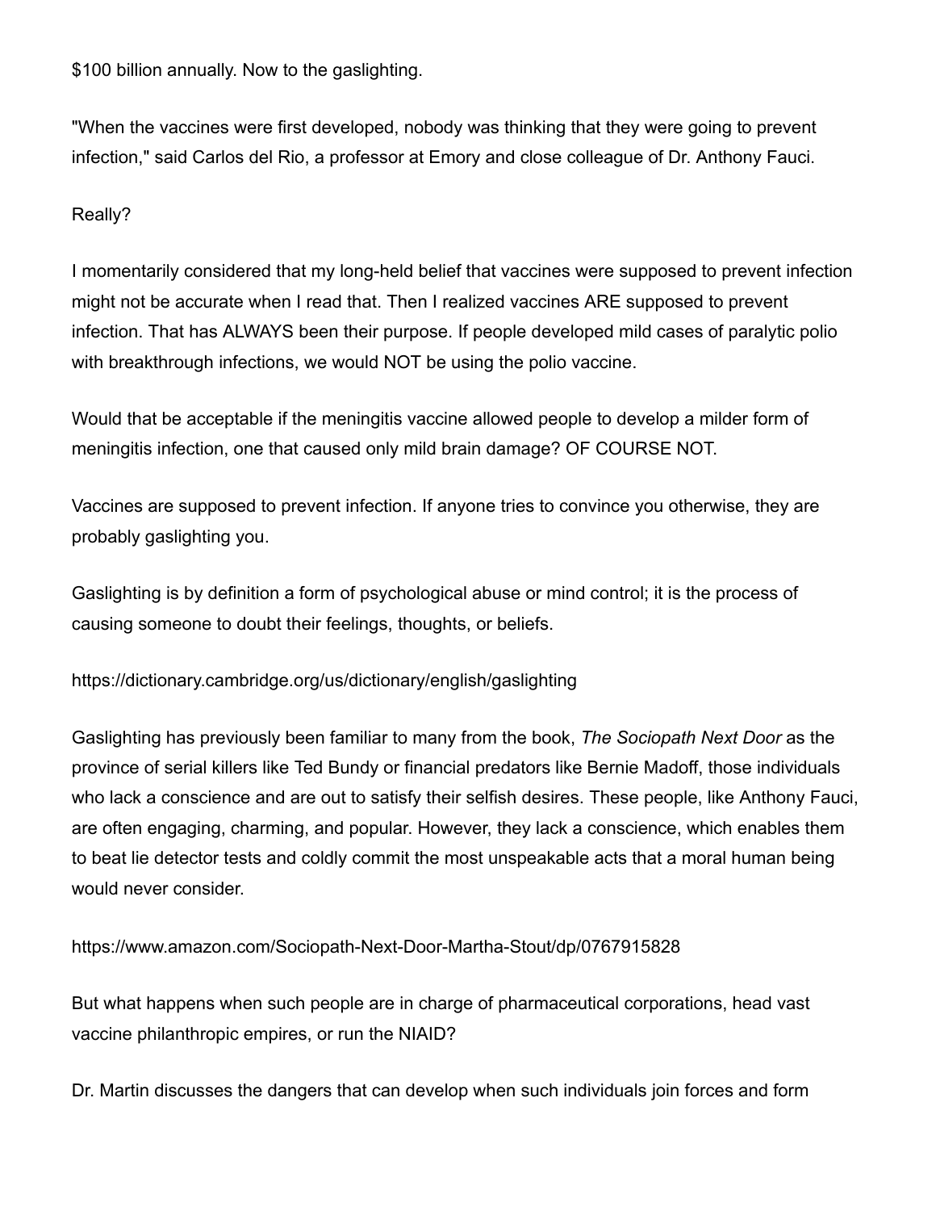$100 billion annually. Now to the gaslighting.

"When the vaccines were first developed, nobody was thinking that they were going to prevent infection," said Carlos del Rio, a professor at Emory and close colleague of Dr. Anthony Fauci.

Really?

I momentarily considered that my long-held belief that vaccines were supposed to prevent infection might not be accurate when I read that. Then I realized vaccines ARE supposed to prevent infection. That has ALWAYS been their purpose. If people developed mild cases of paralytic polio with breakthrough infections, we would NOT be using the polio vaccine.

Would that be acceptable if the meningitis vaccine allowed people to develop a milder form of meningitis infection, one that caused only mild brain damage? OF COURSE NOT.

Vaccines are supposed to prevent infection. If anyone tries to convince you otherwise, they are probably gaslighting you.

Gaslighting is by definition a form of psychological abuse or mind control; it is the process of causing someone to doubt their feelings, thoughts, or beliefs.

https://dictionary.cambridge.org/us/dictionary/english/gaslighting

Gaslighting has previously been familiar to many from the book, *The Sociopath Next Door* as the province of serial killers like Ted Bundy or financial predators like Bernie Madoff, those individuals who lack a conscience and are out to satisfy their selfish desires. These people, like Anthony Fauci, are often engaging, charming, and popular. However, they lack a conscience, which enables them to beat lie detector tests and coldly commit the most unspeakable acts that a moral human being would never consider.

https://www.amazon.com/Sociopath-Next-Door-Martha-Stout/dp/0767915828

But what happens when such people are in charge of pharmaceutical corporations, head vast vaccine philanthropic empires, or run the NIAID?

Dr. Martin discusses the dangers that can develop when such individuals join forces and form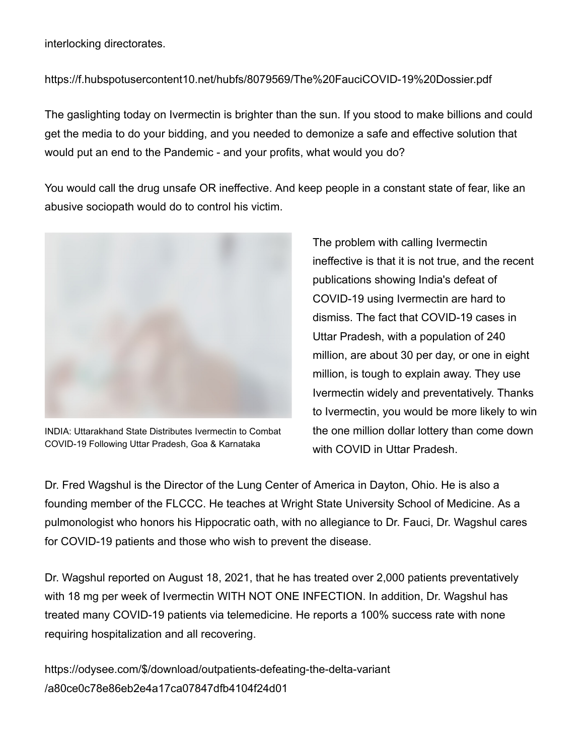interlocking directorates.

https://f.hubspotusercontent10.net/hubfs/8079569/The%20FauciCOVID-19%20Dossier.pdf

The gaslighting today on Ivermectin is brighter than the sun. If you stood to make billions and could get the media to do your bidding, and you needed to demonize a safe and effective solution that would put an end to the Pandemic - and your profits, what would you do?

You would call the drug unsafe OR ineffective. And keep people in a constant state of fear, like an abusive sociopath would do to control his victim.

INDIA: Uttarakhand State Distributes Ivermectin to Combat COVID-19 Following Uttar Pradesh, Goa & Karnataka

The problem with calling Ivermectin ineffective is that it is not true, and the recent publications showing India's defeat of COVID-19 using Ivermectin are hard to dismiss. The fact that COVID-19 cases in Uttar Pradesh, with a population of 240 million, are about 30 per day, or one in eight million, is tough to explain away. They use Ivermectin widely and preventatively. Thanks to Ivermectin, you would be more likely to win the one million dollar lottery than come down with COVID in Uttar Pradesh.

Dr. Fred Wagshul is the Director of the Lung Center of America in Dayton, Ohio. He is also a founding member of the FLCCC. He teaches at Wright State University School of Medicine. As a pulmonologist who honors his Hippocratic oath, with no allegiance to Dr. Fauci, Dr. Wagshul cares for COVID-19 patients and those who wish to prevent the disease.

Dr. Wagshul reported on August 18, 2021, that he has treated over 2,000 patients preventatively with 18 mg per week of Ivermectin WITH NOT ONE INFECTION. In addition, Dr. Wagshul has treated many COVID-19 patients via telemedicine. He reports a 100% success rate with none requiring hospitalization and all recovering.

https://odysee.com/$/download/outpatients-defeating-the-delta-variant/a80ce0c78e86eb2e4a17ca07847dfb4104f24d01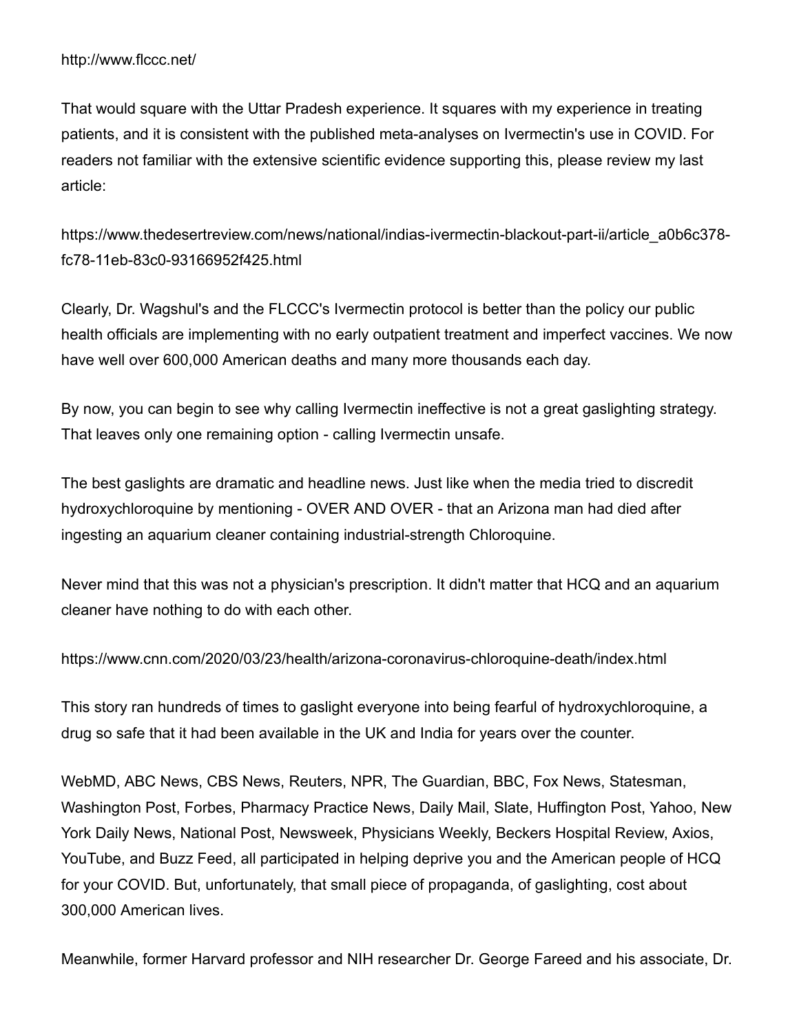http://www.flccc.net/

That would square with the Uttar Pradesh experience. It squares with my experience in treating patients, and it is consistent with the published meta-analyses on Ivermectin's use in COVID. For readers not familiar with the extensive scientific evidence supporting this, please review my last article:

https://www.thedesertreview.com/news/national/indias-ivermectin-blackout-part-ii/article_a0b6c378-fc78-11eb-83c0-93166952f425.html

Clearly, Dr. Wagshul's and the FLCCC's Ivermectin protocol is better than the policy our public health officials are implementing with no early outpatient treatment and imperfect vaccines. We now have well over 600,000 American deaths and many more thousands each day.

By now, you can begin to see why calling Ivermectin ineffective is not a great gaslighting strategy. That leaves only one remaining option - calling Ivermectin unsafe.

The best gaslights are dramatic and headline news. Just like when the media tried to discredit hydroxychloroquine by mentioning - OVER AND OVER - that an Arizona man had died after ingesting an aquarium cleaner containing industrial-strength Chloroquine.

Never mind that this was not a physician's prescription. It didn't matter that HCQ and an aquarium cleaner have nothing to do with each other.

https://www.cnn.com/2020/03/23/health/arizona-coronavirus-chloroquine-death/index.html

This story ran hundreds of times to gaslight everyone into being fearful of hydroxychloroquine, a drug so safe that it had been available in the UK and India for years over the counter.

WebMD, ABC News, CBS News, Reuters, NPR, The Guardian, BBC, Fox News, Statesman, Washington Post, Forbes, Pharmacy Practice News, Daily Mail, Slate, Huffington Post, Yahoo, New York Daily News, National Post, Newsweek, Physicians Weekly, Beckers Hospital Review, Axios, YouTube, and Buzz Feed, all participated in helping deprive you and the American people of HCQ for your COVID. But, unfortunately, that small piece of propaganda, of gaslighting, cost about 300,000 American lives.

Meanwhile, former Harvard professor and NIH researcher Dr. George Fareed and his associate, Dr.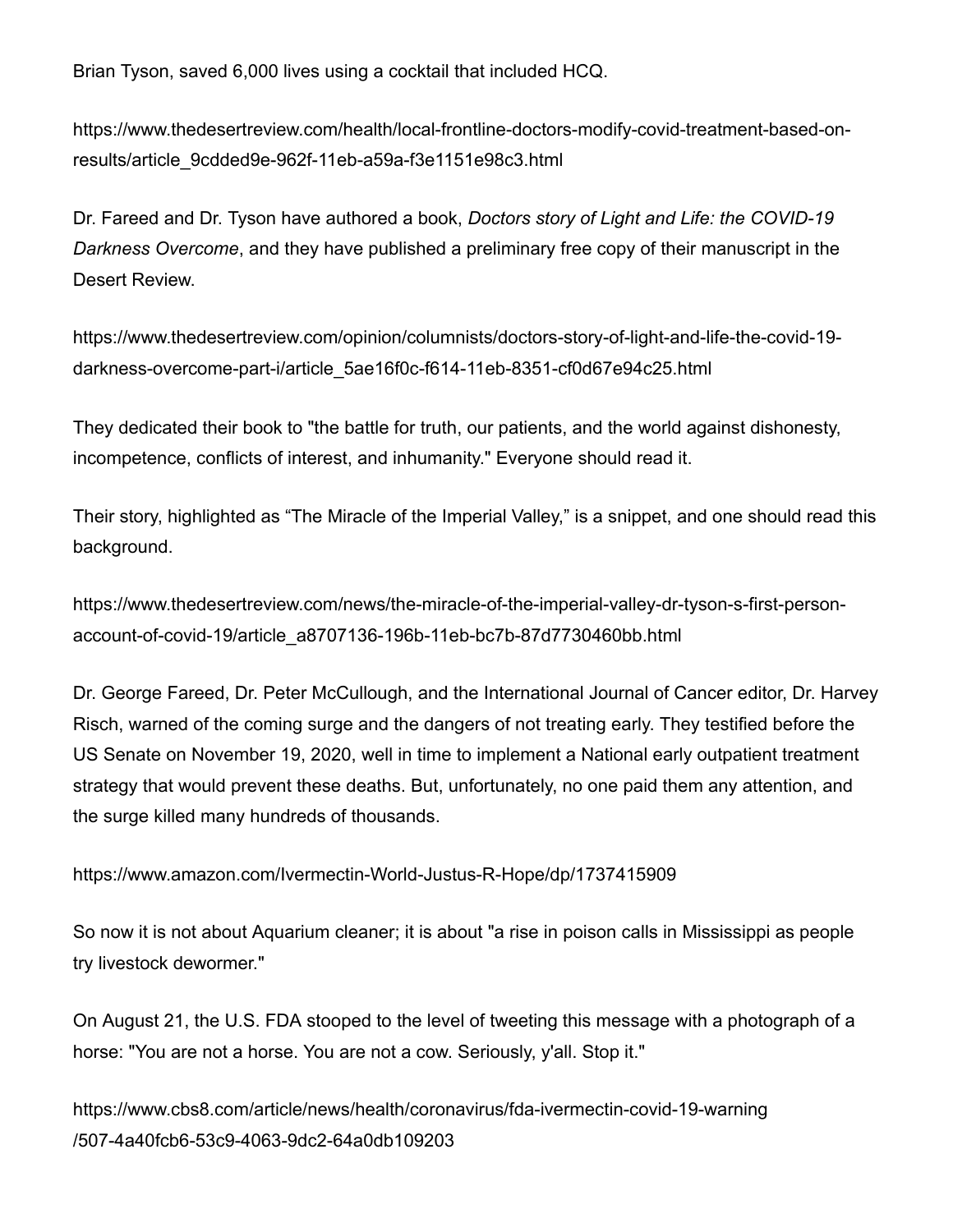Brian Tyson, saved 6,000 lives using a cocktail that included HCQ.

https://www.thedesertreview.com/health/local-frontline-doctors-modify-covid-treatment-based-on-results/article_9cdded9e-962f-11eb-a59a-f3e1151e98c3.html

Dr. Fareed and Dr. Tyson have authored a book, *Doctors story of Light and Life: the COVID-19 Darkness Overcome*, and they have published a preliminary free copy of their manuscript in the Desert Review.

https://www.thedesertreview.com/opinion/columnists/doctors-story-of-light-and-life-the-covid-19-darkness-overcome-part-i/article_5ae16f0c-f614-11eb-8351-cf0d67e94c25.html

They dedicated their book to "the battle for truth, our patients, and the world against dishonesty, incompetence, conflicts of interest, and inhumanity." Everyone should read it.

Their story, highlighted as "The Miracle of the Imperial Valley," is a snippet, and one should read this background.

https://www.thedesertreview.com/news/the-miracle-of-the-imperial-valley-dr-tyson-s-first-person-account-of-covid-19/article_a8707136-196b-11eb-bc7b-87d7730460bb.html

Dr. George Fareed, Dr. Peter McCullough, and the International Journal of Cancer editor, Dr. Harvey Risch, warned of the coming surge and the dangers of not treating early. They testified before the US Senate on November 19, 2020, well in time to implement a National early outpatient treatment strategy that would prevent these deaths. But, unfortunately, no one paid them any attention, and the surge killed many hundreds of thousands.

https://www.amazon.com/Ivermectin-World-Justus-R-Hope/dp/1737415909

So now it is not about Aquarium cleaner; it is about "a rise in poison calls in Mississippi as people try livestock dewormer."

On August 21, the U.S. FDA stooped to the level of tweeting this message with a photograph of a horse: "You are not a horse. You are not a cow. Seriously, y'all. Stop it."

https://www.cbs8.com/article/news/health/coronavirus/fda-ivermectin-covid-19-warning/507-4a40fcb6-53c9-4063-9dc2-64a0db109203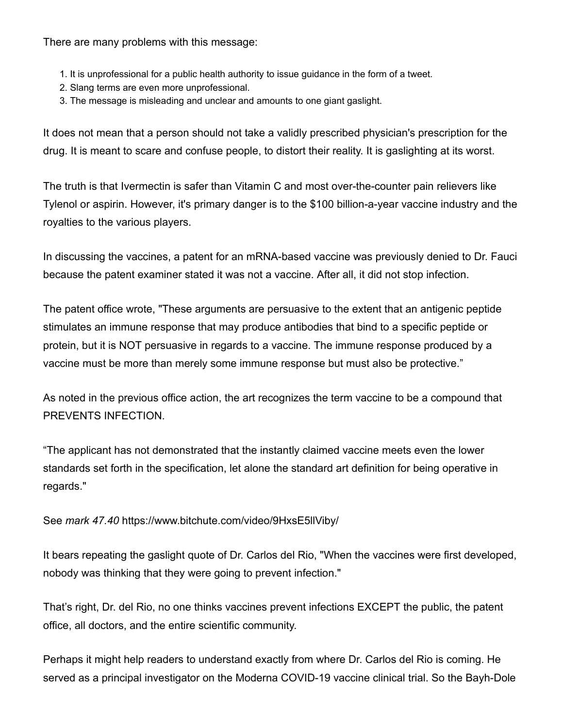There are many problems with this message:

1. It is unprofessional for a public health authority to issue guidance in the form of a tweet.
2. Slang terms are even more unprofessional.
3. The message is misleading and unclear and amounts to one giant gaslight.

It does not mean that a person should not take a validly prescribed physician's prescription for the drug. It is meant to scare and confuse people, to distort their reality. It is gaslighting at its worst.

The truth is that Ivermectin is safer than Vitamin C and most over-the-counter pain relievers like Tylenol or aspirin. However, it's primary danger is to the $100 billion-a-year vaccine industry and the royalties to the various players.

In discussing the vaccines, a patent for an mRNA-based vaccine was previously denied to Dr. Fauci because the patent examiner stated it was not a vaccine. After all, it did not stop infection.

The patent office wrote, "These arguments are persuasive to the extent that an antigenic peptide stimulates an immune response that may produce antibodies that bind to a specific peptide or protein, but it is NOT persuasive in regards to a vaccine. The immune response produced by a vaccine must be more than merely some immune response but must also be protective."

As noted in the previous office action, the art recognizes the term vaccine to be a compound that PREVENTS INFECTION.

"The applicant has not demonstrated that the instantly claimed vaccine meets even the lower standards set forth in the specification, let alone the standard art definition for being operative in regards."

See *mark 47.40* https://www.bitchute.com/video/9HxsE5llViby/

It bears repeating the gaslight quote of Dr. Carlos del Rio, "When the vaccines were first developed, nobody was thinking that they were going to prevent infection."

That's right, Dr. del Rio, no one thinks vaccines prevent infections EXCEPT the public, the patent office, all doctors, and the entire scientific community.

Perhaps it might help readers to understand exactly from where Dr. Carlos del Rio is coming. He served as a principal investigator on the Moderna COVID-19 vaccine clinical trial. So the Bayh-Dole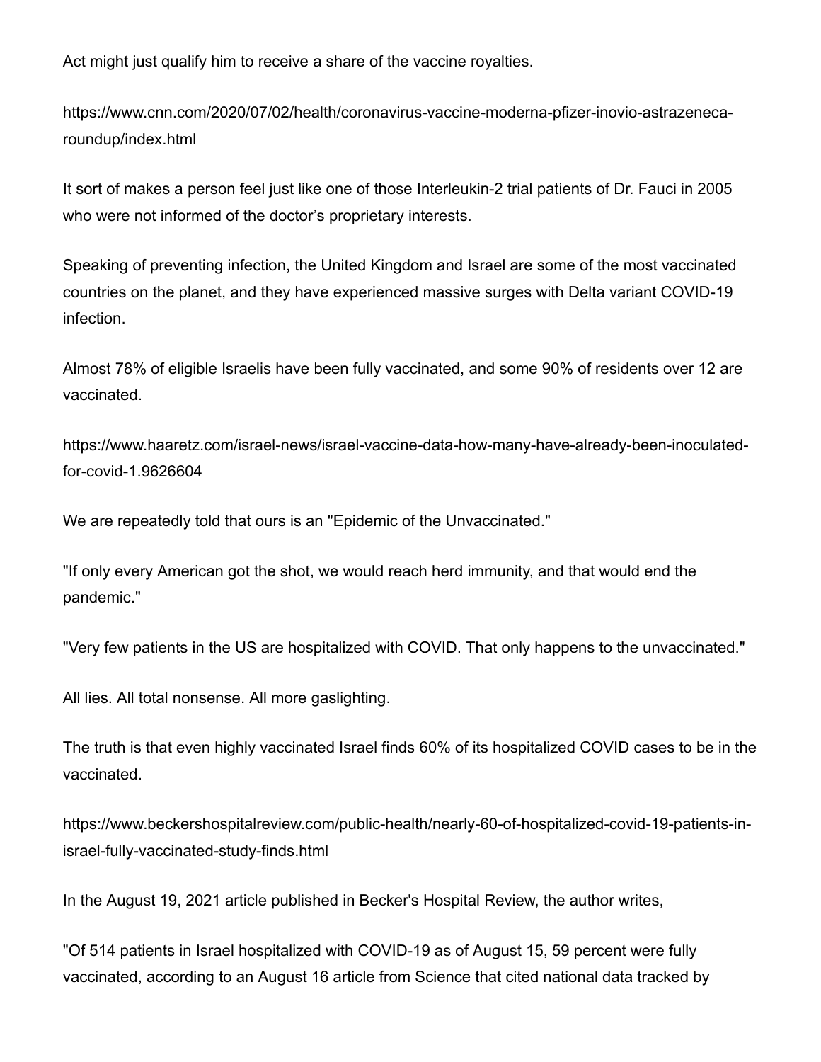Act might just qualify him to receive a share of the vaccine royalties.

https://www.cnn.com/2020/07/02/health/coronavirus-vaccine-moderna-pfizer-inovio-astrazeneca-roundup/index.html

It sort of makes a person feel just like one of those Interleukin-2 trial patients of Dr. Fauci in 2005 who were not informed of the doctor's proprietary interests.

Speaking of preventing infection, the United Kingdom and Israel are some of the most vaccinated countries on the planet, and they have experienced massive surges with Delta variant COVID-19 infection.

Almost 78% of eligible Israelis have been fully vaccinated, and some 90% of residents over 12 are vaccinated.

https://www.haaretz.com/israel-news/israel-vaccine-data-how-many-have-already-been-inoculated-for-covid-1.9626604

We are repeatedly told that ours is an "Epidemic of the Unvaccinated."

"If only every American got the shot, we would reach herd immunity, and that would end the pandemic."

"Very few patients in the US are hospitalized with COVID. That only happens to the unvaccinated."

All lies. All total nonsense. All more gaslighting.

The truth is that even highly vaccinated Israel finds 60% of its hospitalized COVID cases to be in the vaccinated.

https://www.beckershospitalreview.com/public-health/nearly-60-of-hospitalized-covid-19-patients-in-israel-fully-vaccinated-study-finds.html

In the August 19, 2021 article published in Becker's Hospital Review, the author writes,

"Of 514 patients in Israel hospitalized with COVID-19 as of August 15, 59 percent were fully vaccinated, according to an August 16 article from Science that cited national data tracked by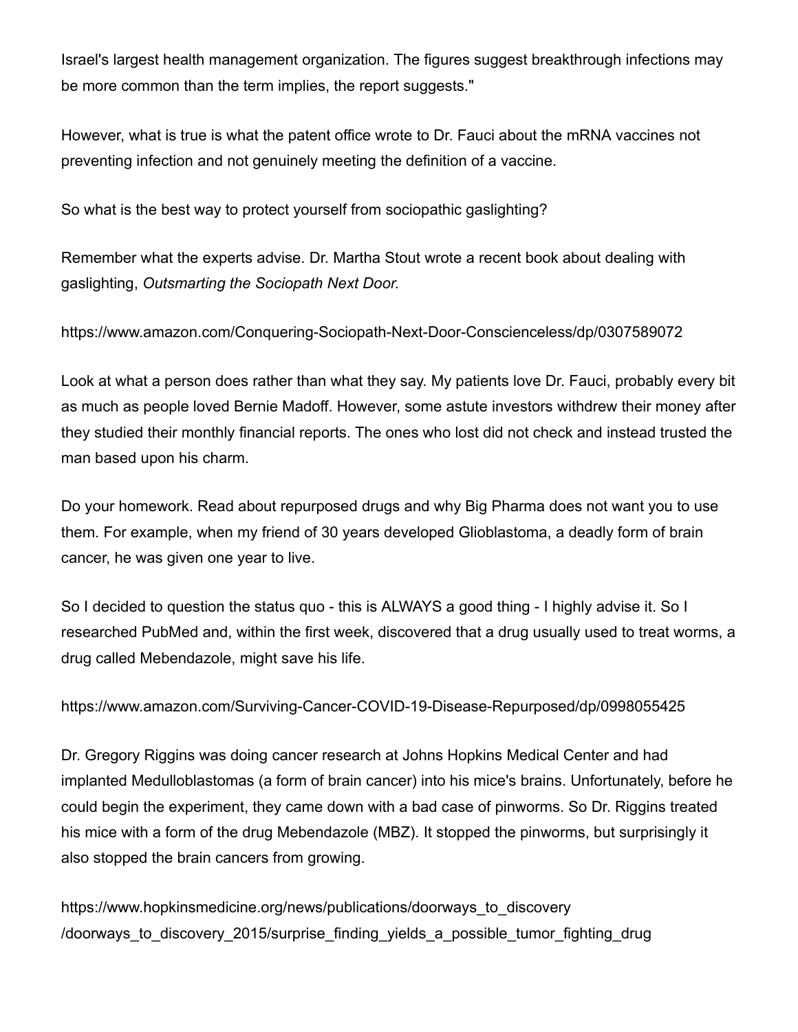Israel's largest health management organization. The figures suggest breakthrough infections may be more common than the term implies, the report suggests."

However, what is true is what the patent office wrote to Dr. Fauci about the mRNA vaccines not preventing infection and not genuinely meeting the definition of a vaccine.

So what is the best way to protect yourself from sociopathic gaslighting?

Remember what the experts advise. Dr. Martha Stout wrote a recent book about dealing with gaslighting, *Outsmarting the Sociopath Next Door.*

https://www.amazon.com/Conquering-Sociopath-Next-Door-Conscienceless/dp/0307589072

Look at what a person does rather than what they say. My patients love Dr. Fauci, probably every bit as much as people loved Bernie Madoff. However, some astute investors withdrew their money after they studied their monthly financial reports. The ones who lost did not check and instead trusted the man based upon his charm.

Do your homework. Read about repurposed drugs and why Big Pharma does not want you to use them. For example, when my friend of 30 years developed Glioblastoma, a deadly form of brain cancer, he was given one year to live.

So I decided to question the status quo - this is ALWAYS a good thing - I highly advise it. So I researched PubMed and, within the first week, discovered that a drug usually used to treat worms, a drug called Mebendazole, might save his life.

https://www.amazon.com/Surviving-Cancer-COVID-19-Disease-Repurposed/dp/0998055425

Dr. Gregory Riggins was doing cancer research at Johns Hopkins Medical Center and had implanted Medulloblastomas (a form of brain cancer) into his mice's brains. Unfortunately, before he could begin the experiment, they came down with a bad case of pinworms. So Dr. Riggins treated his mice with a form of the drug Mebendazole (MBZ). It stopped the pinworms, but surprisingly it also stopped the brain cancers from growing.

https://www.hopkinsmedicine.org/news/publications/doorways_to_discovery/doorways_to_discovery_2015/surprise_finding_yields_a_possible_tumor_fighting_drug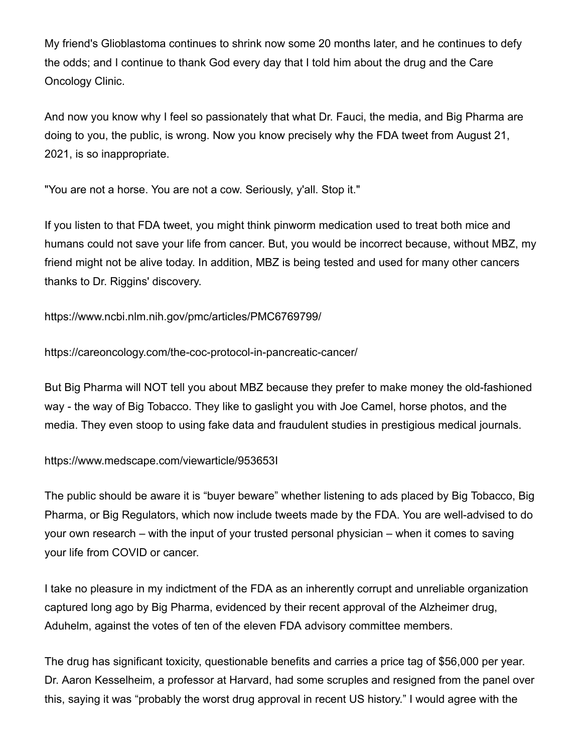My friend's Glioblastoma continues to shrink now some 20 months later, and he continues to defy the odds; and I continue to thank God every day that I told him about the drug and the Care Oncology Clinic.

And now you know why I feel so passionately that what Dr. Fauci, the media, and Big Pharma are doing to you, the public, is wrong. Now you know precisely why the FDA tweet from August 21, 2021, is so inappropriate.

"You are not a horse. You are not a cow. Seriously, y'all. Stop it."

If you listen to that FDA tweet, you might think pinworm medication used to treat both mice and humans could not save your life from cancer. But, you would be incorrect because, without MBZ, my friend might not be alive today. In addition, MBZ is being tested and used for many other cancers thanks to Dr. Riggins' discovery.

https://www.ncbi.nlm.nih.gov/pmc/articles/PMC6769799/

https://careoncology.com/the-coc-protocol-in-pancreatic-cancer/

But Big Pharma will NOT tell you about MBZ because they prefer to make money the old-fashioned way - the way of Big Tobacco. They like to gaslight you with Joe Camel, horse photos, and the media. They even stoop to using fake data and fraudulent studies in prestigious medical journals.

https://www.medscape.com/viewarticle/953653l

The public should be aware it is "buyer beware" whether listening to ads placed by Big Tobacco, Big Pharma, or Big Regulators, which now include tweets made by the FDA. You are well-advised to do your own research – with the input of your trusted personal physician – when it comes to saving your life from COVID or cancer.

I take no pleasure in my indictment of the FDA as an inherently corrupt and unreliable organization captured long ago by Big Pharma, evidenced by their recent approval of the Alzheimer drug, Aduhelm, against the votes of ten of the eleven FDA advisory committee members.

The drug has significant toxicity, questionable benefits and carries a price tag of $56,000 per year. Dr. Aaron Kesselheim, a professor at Harvard, had some scruples and resigned from the panel over this, saying it was "probably the worst drug approval in recent US history." I would agree with the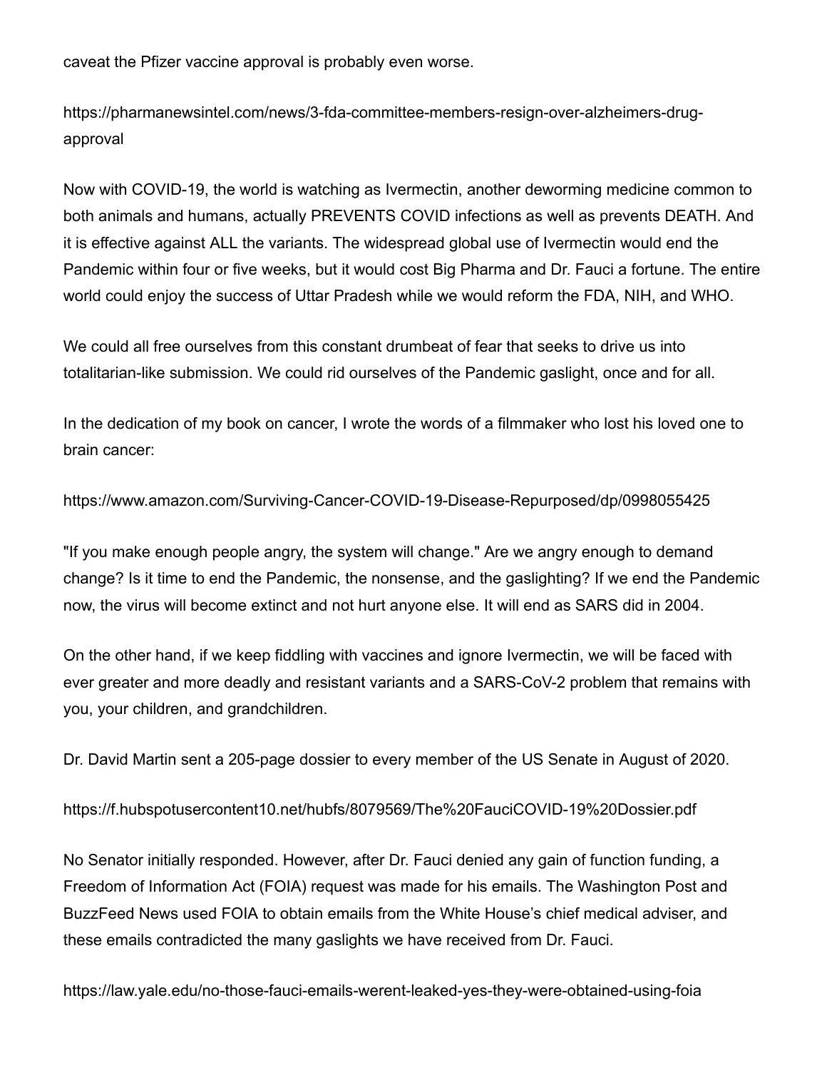caveat the Pfizer vaccine approval is probably even worse.

https://pharmanewsintel.com/news/3-fda-committee-members-resign-over-alzheimers-drug-approval

Now with COVID-19, the world is watching as Ivermectin, another deworming medicine common to both animals and humans, actually PREVENTS COVID infections as well as prevents DEATH. And it is effective against ALL the variants. The widespread global use of Ivermectin would end the Pandemic within four or five weeks, but it would cost Big Pharma and Dr. Fauci a fortune. The entire world could enjoy the success of Uttar Pradesh while we would reform the FDA, NIH, and WHO.

We could all free ourselves from this constant drumbeat of fear that seeks to drive us into totalitarian-like submission. We could rid ourselves of the Pandemic gaslight, once and for all.

In the dedication of my book on cancer, I wrote the words of a filmmaker who lost his loved one to brain cancer:

https://www.amazon.com/Surviving-Cancer-COVID-19-Disease-Repurposed/dp/0998055425

"If you make enough people angry, the system will change." Are we angry enough to demand change? Is it time to end the Pandemic, the nonsense, and the gaslighting? If we end the Pandemic now, the virus will become extinct and not hurt anyone else. It will end as SARS did in 2004.

On the other hand, if we keep fiddling with vaccines and ignore Ivermectin, we will be faced with ever greater and more deadly and resistant variants and a SARS-CoV-2 problem that remains with you, your children, and grandchildren.

Dr. David Martin sent a 205-page dossier to every member of the US Senate in August of 2020.

https://f.hubspotusercontent10.net/hubfs/8079569/The%20FauciCOVID-19%20Dossier.pdf

No Senator initially responded. However, after Dr. Fauci denied any gain of function funding, a Freedom of Information Act (FOIA) request was made for his emails. The Washington Post and BuzzFeed News used FOIA to obtain emails from the White House's chief medical adviser, and these emails contradicted the many gaslights we have received from Dr. Fauci.

https://law.yale.edu/no-those-fauci-emails-werent-leaked-yes-they-were-obtained-using-foia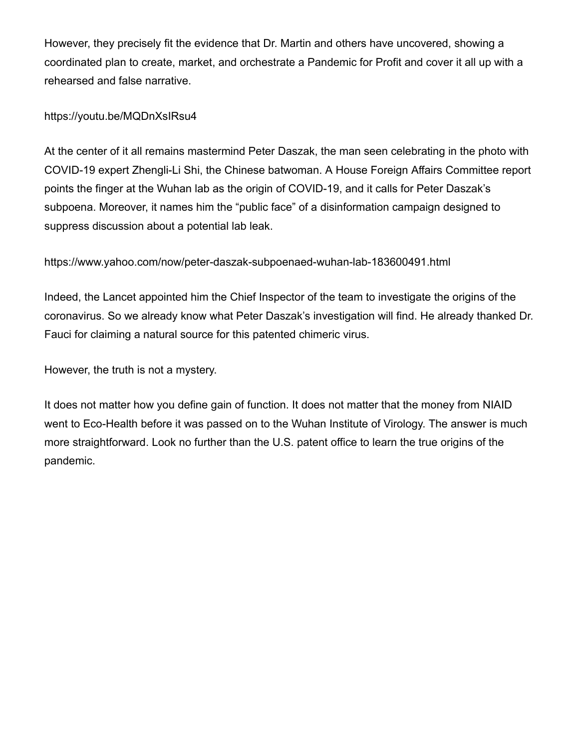However, they precisely fit the evidence that Dr. Martin and others have uncovered, showing a coordinated plan to create, market, and orchestrate a Pandemic for Profit and cover it all up with a rehearsed and false narrative.

https://youtu.be/MQDnXsIRsu4

At the center of it all remains mastermind Peter Daszak, the man seen celebrating in the photo with COVID-19 expert Zhengli-Li Shi, the Chinese batwoman. A House Foreign Affairs Committee report points the finger at the Wuhan lab as the origin of COVID-19, and it calls for Peter Daszak's subpoena. Moreover, it names him the "public face" of a disinformation campaign designed to suppress discussion about a potential lab leak.

https://www.yahoo.com/now/peter-daszak-subpoenaed-wuhan-lab-183600491.html

Indeed, the Lancet appointed him the Chief Inspector of the team to investigate the origins of the coronavirus. So we already know what Peter Daszak's investigation will find. He already thanked Dr. Fauci for claiming a natural source for this patented chimeric virus.

However, the truth is not a mystery.

It does not matter how you define gain of function. It does not matter that the money from NIAID went to Eco-Health before it was passed on to the Wuhan Institute of Virology. The answer is much more straightforward. Look no further than the U.S. patent office to learn the true origins of the pandemic.